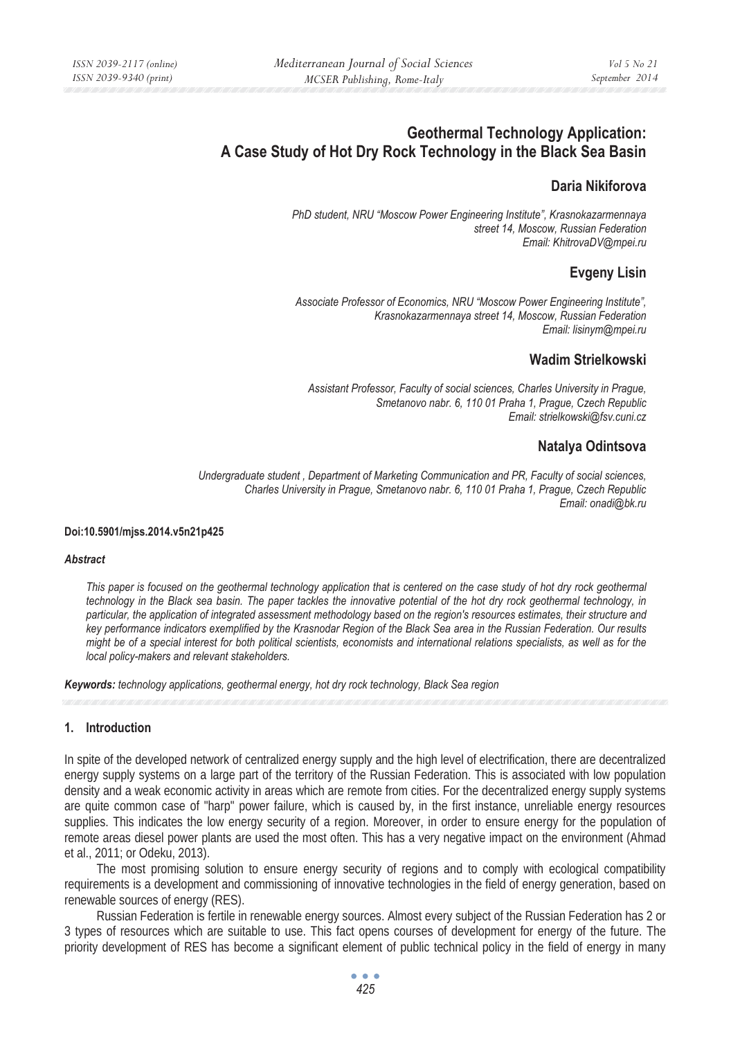# Geothermal Technology Application: A Case Study of Hot Dry Rock Technology in the Black Sea Basin

## Daria Nikiforova

*PhD student, NRU "Moscow Power Engineering Institute", Krasnokazarmennaya street 14, Moscow, Russian Federation*
*Email: KhitrovaDV@mpei.ru*

## Evgeny Lisin

*Associate Professor of Economics, NRU "Moscow Power Engineering Institute", Krasnokazarmennaya street 14, Moscow, Russian Federation*
*Email: lisinym@mpei.ru*

## Wadim Strielkowski

*Assistant Professor, Faculty of social sciences, Charles University in Prague, Smetanovo nabr. 6, 110 01 Praha 1, Prague, Czech Republic*
*Email: strielkowski@fsv.cuni.cz*

## Natalya Odintsova

*Undergraduate student , Department of Marketing Communication and PR, Faculty of social sciences, Charles University in Prague, Smetanovo nabr. 6, 110 01 Praha 1, Prague, Czech Republic*
*Email: onadi@bk.ru*

**Doi:10.5901/mjss.2014.v5n21p425**

***Abstract***

*This paper is focused on the geothermal technology application that is centered on the case study of hot dry rock geothermal technology in the Black sea basin. The paper tackles the innovative potential of the hot dry rock geothermal technology, in particular, the application of integrated assessment methodology based on the region's resources estimates, their structure and key performance indicators exemplified by the Krasnodar Region of the Black Sea area in the Russian Federation. Our results might be of a special interest for both political scientists, economists and international relations specialists, as well as for the local policy-makers and relevant stakeholders.*

***Keywords:*** *technology applications, geothermal energy, hot dry rock technology, Black Sea region*

## 1. Introduction

In spite of the developed network of centralized energy supply and the high level of electrification, there are decentralized energy supply systems on a large part of the territory of the Russian Federation. This is associated with low population density and a weak economic activity in areas which are remote from cities. For the decentralized energy supply systems are quite common case of "harp" power failure, which is caused by, in the first instance, unreliable energy resources supplies. This indicates the low energy security of a region. Moreover, in order to ensure energy for the population of remote areas diesel power plants are used the most often. This has a very negative impact on the environment (Ahmad et al., 2011; or Odeku, 2013).

The most promising solution to ensure energy security of regions and to comply with ecological compatibility requirements is a development and commissioning of innovative technologies in the field of energy generation, based on renewable sources of energy (RES).

Russian Federation is fertile in renewable energy sources. Almost every subject of the Russian Federation has 2 or 3 types of resources which are suitable to use. This fact opens courses of development for energy of the future. The priority development of RES has become a significant element of public technical policy in the field of energy in many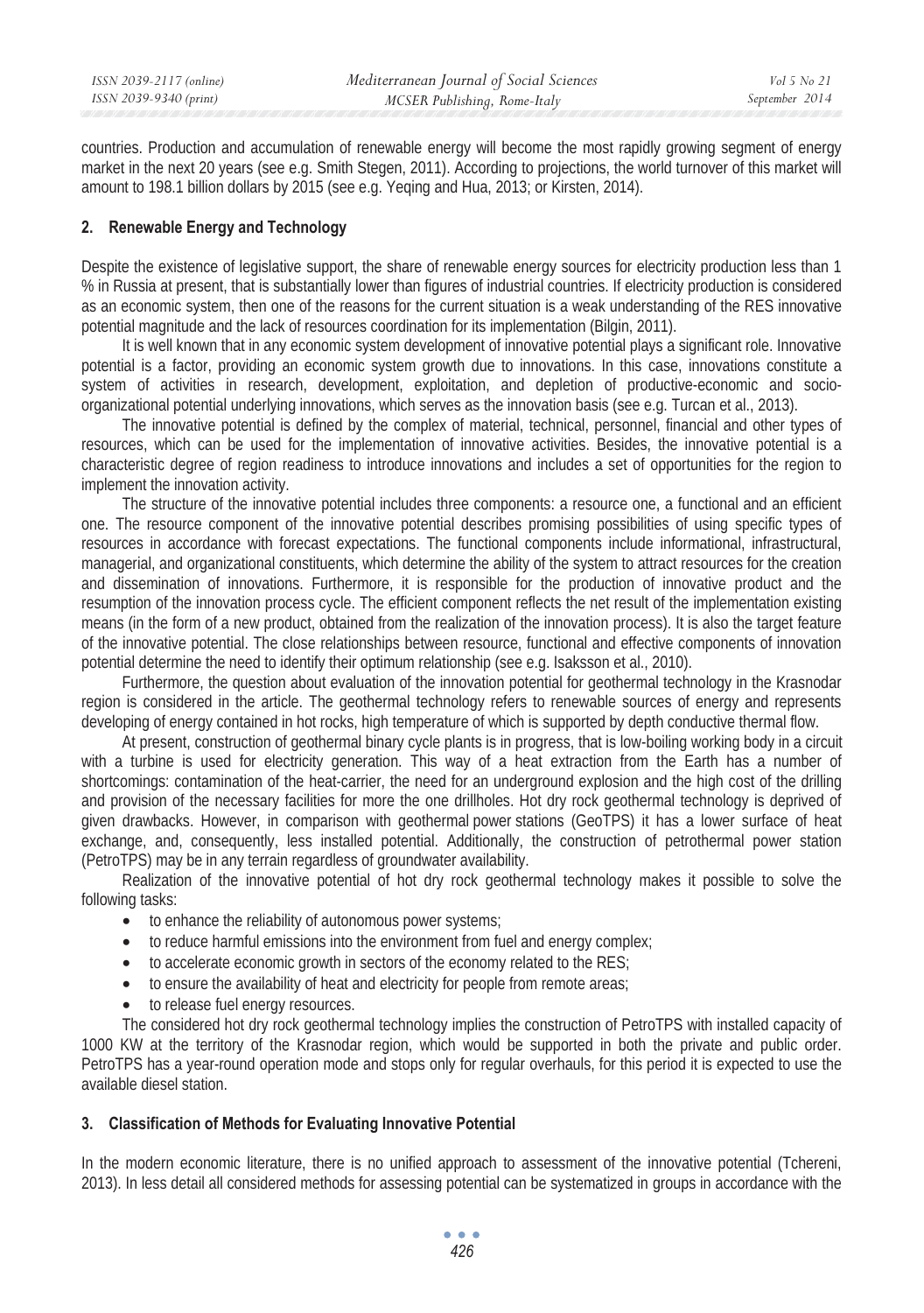countries. Production and accumulation of renewable energy will become the most rapidly growing segment of energy market in the next 20 years (see e.g. Smith Stegen, 2011). According to projections, the world turnover of this market will amount to 198.1 billion dollars by 2015 (see e.g. Yeqing and Hua, 2013; or Kirsten, 2014).

## 2. Renewable Energy and Technology

Despite the existence of legislative support, the share of renewable energy sources for electricity production less than 1 % in Russia at present, that is substantially lower than figures of industrial countries. If electricity production is considered as an economic system, then one of the reasons for the current situation is a weak understanding of the RES innovative potential magnitude and the lack of resources coordination for its implementation (Bilgin, 2011).

It is well known that in any economic system development of innovative potential plays a significant role. Innovative potential is a factor, providing an economic system growth due to innovations. In this case, innovations constitute a system of activities in research, development, exploitation, and depletion of productive-economic and socio-organizational potential underlying innovations, which serves as the innovation basis (see e.g. Turcan et al., 2013).

The innovative potential is defined by the complex of material, technical, personnel, financial and other types of resources, which can be used for the implementation of innovative activities. Besides, the innovative potential is a characteristic degree of region readiness to introduce innovations and includes a set of opportunities for the region to implement the innovation activity.

The structure of the innovative potential includes three components: a resource one, a functional and an efficient one. The resource component of the innovative potential describes promising possibilities of using specific types of resources in accordance with forecast expectations. The functional components include informational, infrastructural, managerial, and organizational constituents, which determine the ability of the system to attract resources for the creation and dissemination of innovations. Furthermore, it is responsible for the production of innovative product and the resumption of the innovation process cycle. The efficient component reflects the net result of the implementation existing means (in the form of a new product, obtained from the realization of the innovation process). It is also the target feature of the innovative potential. The close relationships between resource, functional and effective components of innovation potential determine the need to identify their optimum relationship (see e.g. Isaksson et al., 2010).

Furthermore, the question about evaluation of the innovation potential for geothermal technology in the Krasnodar region is considered in the article. The geothermal technology refers to renewable sources of energy and represents developing of energy contained in hot rocks, high temperature of which is supported by depth conductive thermal flow.

At present, construction of geothermal binary cycle plants is in progress, that is low-boiling working body in a circuit with a turbine is used for electricity generation. This way of a heat extraction from the Earth has a number of shortcomings: contamination of the heat-carrier, the need for an underground explosion and the high cost of the drilling and provision of the necessary facilities for more the one drillholes. Hot dry rock geothermal technology is deprived of given drawbacks. However, in comparison with geothermal power stations (GeoTPS) it has a lower surface of heat exchange, and, consequently, less installed potential. Additionally, the construction of petrothermal power station (PetroTPS) may be in any terrain regardless of groundwater availability.

Realization of the innovative potential of hot dry rock geothermal technology makes it possible to solve the following tasks:

- to enhance the reliability of autonomous power systems;
- to reduce harmful emissions into the environment from fuel and energy complex;
- to accelerate economic growth in sectors of the economy related to the RES;
- to ensure the availability of heat and electricity for people from remote areas;
- to release fuel energy resources.

The considered hot dry rock geothermal technology implies the construction of PetroTPS with installed capacity of 1000 KW at the territory of the Krasnodar region, which would be supported in both the private and public order. PetroTPS has a year-round operation mode and stops only for regular overhauls, for this period it is expected to use the available diesel station.

## 3. Classification of Methods for Evaluating Innovative Potential

In the modern economic literature, there is no unified approach to assessment of the innovative potential (Tchereni, 2013). In less detail all considered methods for assessing potential can be systematized in groups in accordance with the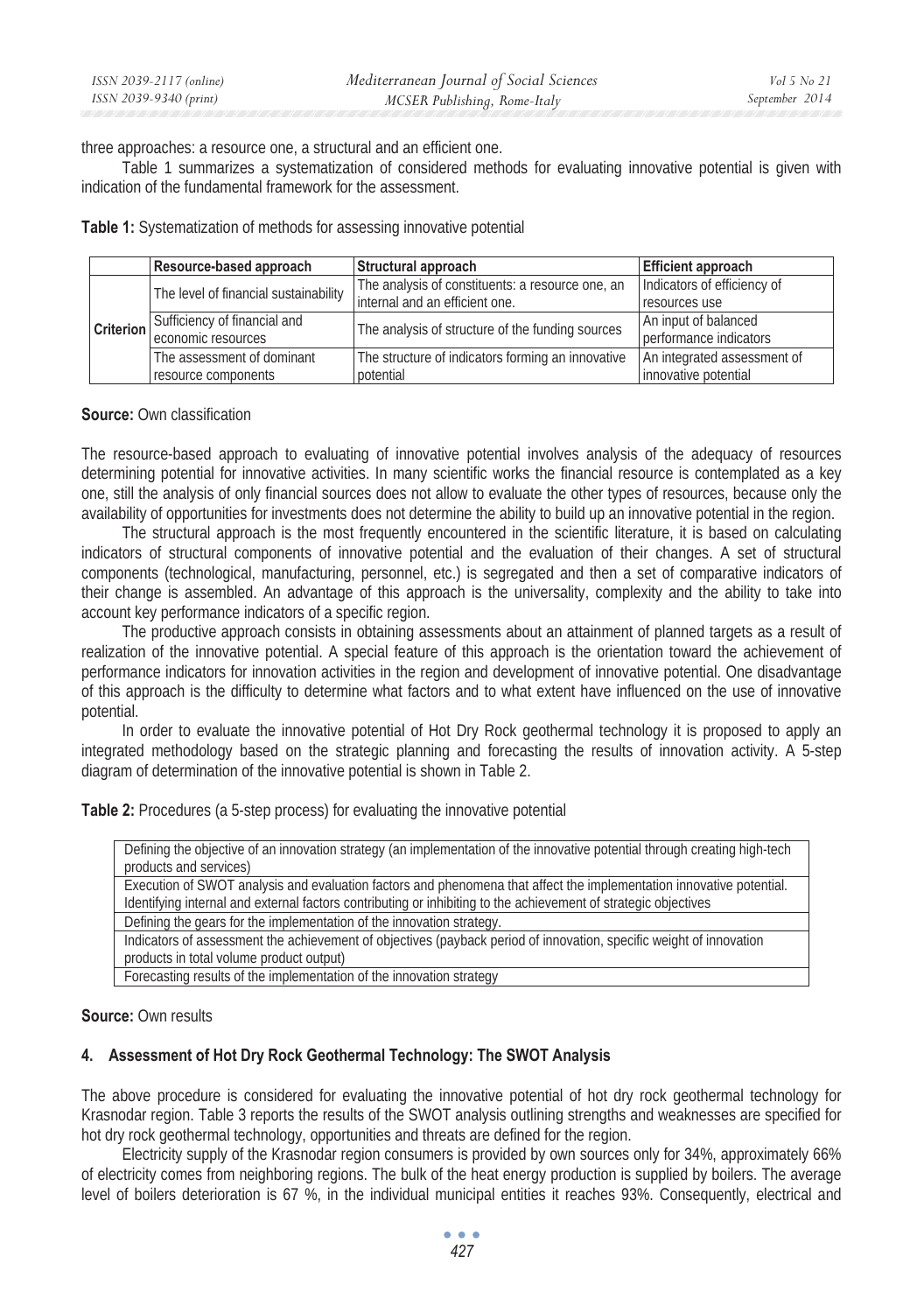three approaches: a resource one, a structural and an efficient one.

Table 1 summarizes a systematization of considered methods for evaluating innovative potential is given with indication of the fundamental framework for the assessment.

**Table 1:** Systematization of methods for assessing innovative potential

| | Resource-based approach | Structural approach | Efficient approach |
|---|---|---|---|
| Criterion | The level of financial sustainability | The analysis of constituents: a resource one, an internal and an efficient one. | Indicators of efficiency of resources use |
| | Sufficiency of financial and economic resources | The analysis of structure of the funding sources | An input of balanced performance indicators |
| | The assessment of dominant resource components | The structure of indicators forming an innovative potential | An integrated assessment of innovative potential |

**Source:** Own classification

The resource-based approach to evaluating of innovative potential involves analysis of the adequacy of resources determining potential for innovative activities. In many scientific works the financial resource is contemplated as a key one, still the analysis of only financial sources does not allow to evaluate the other types of resources, because only the availability of opportunities for investments does not determine the ability to build up an innovative potential in the region.

The structural approach is the most frequently encountered in the scientific literature, it is based on calculating indicators of structural components of innovative potential and the evaluation of their changes. A set of structural components (technological, manufacturing, personnel, etc.) is segregated and then a set of comparative indicators of their change is assembled. An advantage of this approach is the universality, complexity and the ability to take into account key performance indicators of a specific region.

The productive approach consists in obtaining assessments about an attainment of planned targets as a result of realization of the innovative potential. A special feature of this approach is the orientation toward the achievement of performance indicators for innovation activities in the region and development of innovative potential. One disadvantage of this approach is the difficulty to determine what factors and to what extent have influenced on the use of innovative potential.

In order to evaluate the innovative potential of Hot Dry Rock geothermal technology it is proposed to apply an integrated methodology based on the strategic planning and forecasting the results of innovation activity. A 5-step diagram of determination of the innovative potential is shown in Table 2.

**Table 2:** Procedures (a 5-step process) for evaluating the innovative potential

| |
|---|
| Defining the objective of an innovation strategy (an implementation of the innovative potential through creating high-tech products and services) |
| Execution of SWOT analysis and evaluation factors and phenomena that affect the implementation innovative potential. Identifying internal and external factors contributing or inhibiting to the achievement of strategic objectives |
| Defining the gears for the implementation of the innovation strategy. |
| Indicators of assessment the achievement of objectives (payback period of innovation, specific weight of innovation products in total volume product output) |
| Forecasting results of the implementation of the innovation strategy |

**Source:** Own results

## 4. Assessment of Hot Dry Rock Geothermal Technology: The SWOT Analysis

The above procedure is considered for evaluating the innovative potential of hot dry rock geothermal technology for Krasnodar region. Table 3 reports the results of the SWOT analysis outlining strengths and weaknesses are specified for hot dry rock geothermal technology, opportunities and threats are defined for the region.

Electricity supply of the Krasnodar region consumers is provided by own sources only for 34%, approximately 66% of electricity comes from neighboring regions. The bulk of the heat energy production is supplied by boilers. The average level of boilers deterioration is 67 %, in the individual municipal entities it reaches 93%. Consequently, electrical and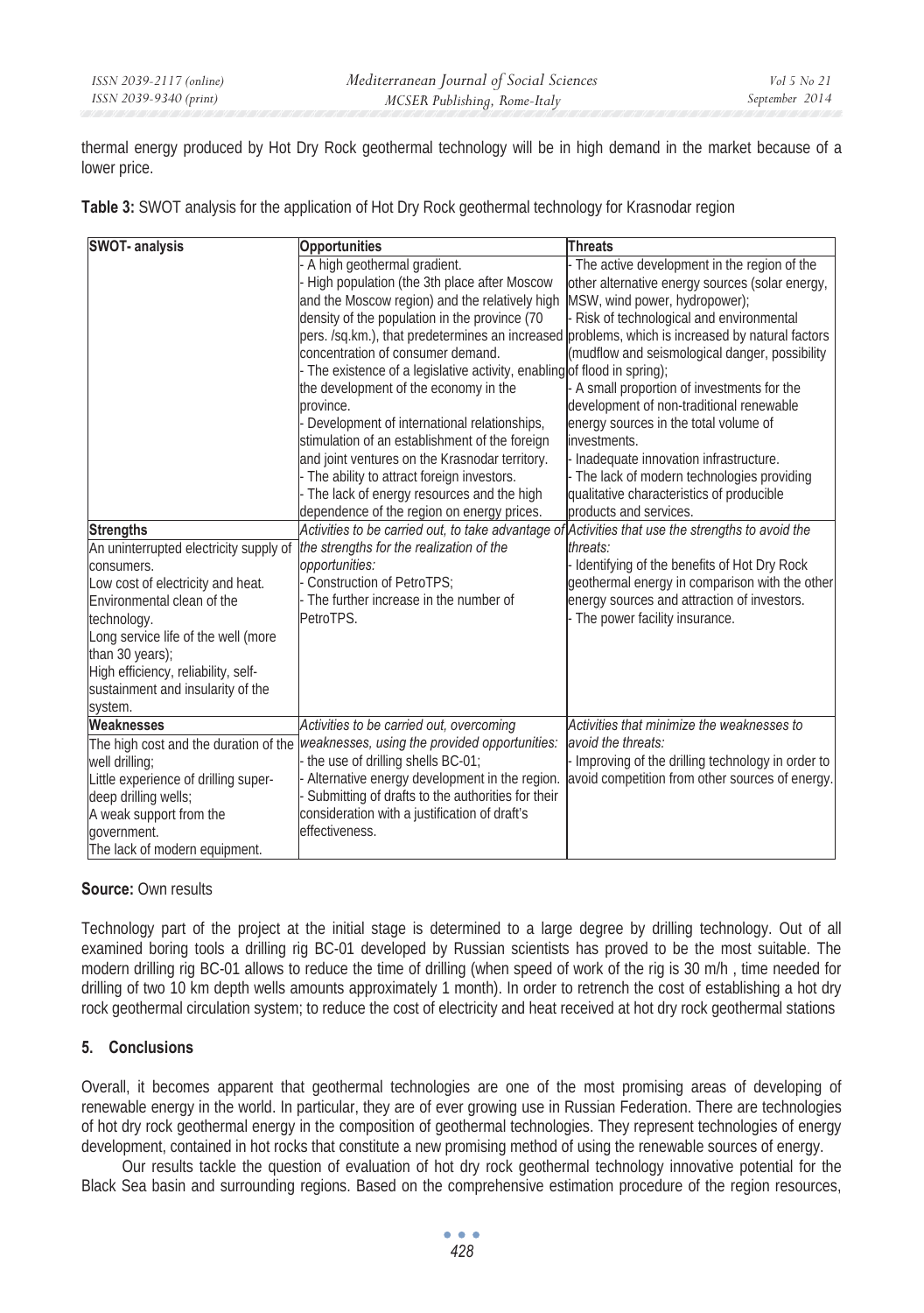thermal energy produced by Hot Dry Rock geothermal technology will be in high demand in the market because of a lower price.

**Table 3:** SWOT analysis for the application of Hot Dry Rock geothermal technology for Krasnodar region

| **SWOT- analysis** | **Opportunities** | **Threats** |
|---|---|---|
| | - A high geothermal gradient.<br>- High population (the 3th place after Moscow and the Moscow region) and the relatively high density of the population in the province (70 pers. /sq.km.), that predetermines an increased concentration of consumer demand.<br>- The existence of a legislative activity, enabling the development of the economy in the province.<br>- Development of international relationships, stimulation of an establishment of the foreign and joint ventures on the Krasnodar territory.<br>- The ability to attract foreign investors.<br>- The lack of energy resources and the high dependence of the region on energy prices. | - The active development in the region of the other alternative energy sources (solar energy, MSW, wind power, hydropower);<br>- Risk of technological and environmental problems, which is increased by natural factors (mudflow and seismological danger, possibility of flood in spring);<br>- A small proportion of investments for the development of non-traditional renewable energy sources in the total volume of investments.<br>- Inadequate innovation infrastructure.<br>- The lack of modern technologies providing qualitative characteristics of producible products and services. |
| **Strengths**<br>An uninterrupted electricity supply of consumers.<br>Low cost of electricity and heat.<br>Environmental clean of the technology.<br>Long service life of the well (more than 30 years);<br>High efficiency, reliability, self-sustainment and insularity of the system. | *Activities to be carried out, to take advantage of the strengths for the realization of the opportunities:*<br>- Construction of PetroTPS;<br>- The further increase in the number of PetroTPS. | *Activities that use the strengths to avoid the threats:*<br>- Identifying of the benefits of Hot Dry Rock geothermal energy in comparison with the other energy sources and attraction of investors.<br>- The power facility insurance. |
| **Weaknesses**<br>The high cost and the duration of the well drilling;<br>Little experience of drilling super-deep drilling wells;<br>A weak support from the government.<br>The lack of modern equipment. | *Activities to be carried out, overcoming weaknesses, using the provided opportunities:*<br>- the use of drilling shells BC-01;<br>- Alternative energy development in the region.<br>- Submitting of drafts to the authorities for their consideration with a justification of draft's effectiveness. | *Activities that minimize the weaknesses to avoid the threats:*<br>- Improving of the drilling technology in order to avoid competition from other sources of energy. |

**Source:** Own results

Technology part of the project at the initial stage is determined to a large degree by drilling technology. Out of all examined boring tools a drilling rig BC-01 developed by Russian scientists has proved to be the most suitable. The modern drilling rig BC-01 allows to reduce the time of drilling (when speed of work of the rig is 30 m/h , time needed for drilling of two 10 km depth wells amounts approximately 1 month). In order to retrench the cost of establishing a hot dry rock geothermal circulation system; to reduce the cost of electricity and heat received at hot dry rock geothermal stations

## 5. Conclusions

Overall, it becomes apparent that geothermal technologies are one of the most promising areas of developing of renewable energy in the world. In particular, they are of ever growing use in Russian Federation. There are technologies of hot dry rock geothermal energy in the composition of geothermal technologies. They represent technologies of energy development, contained in hot rocks that constitute a new promising method of using the renewable sources of energy.

Our results tackle the question of evaluation of hot dry rock geothermal technology innovative potential for the Black Sea basin and surrounding regions. Based on the comprehensive estimation procedure of the region resources,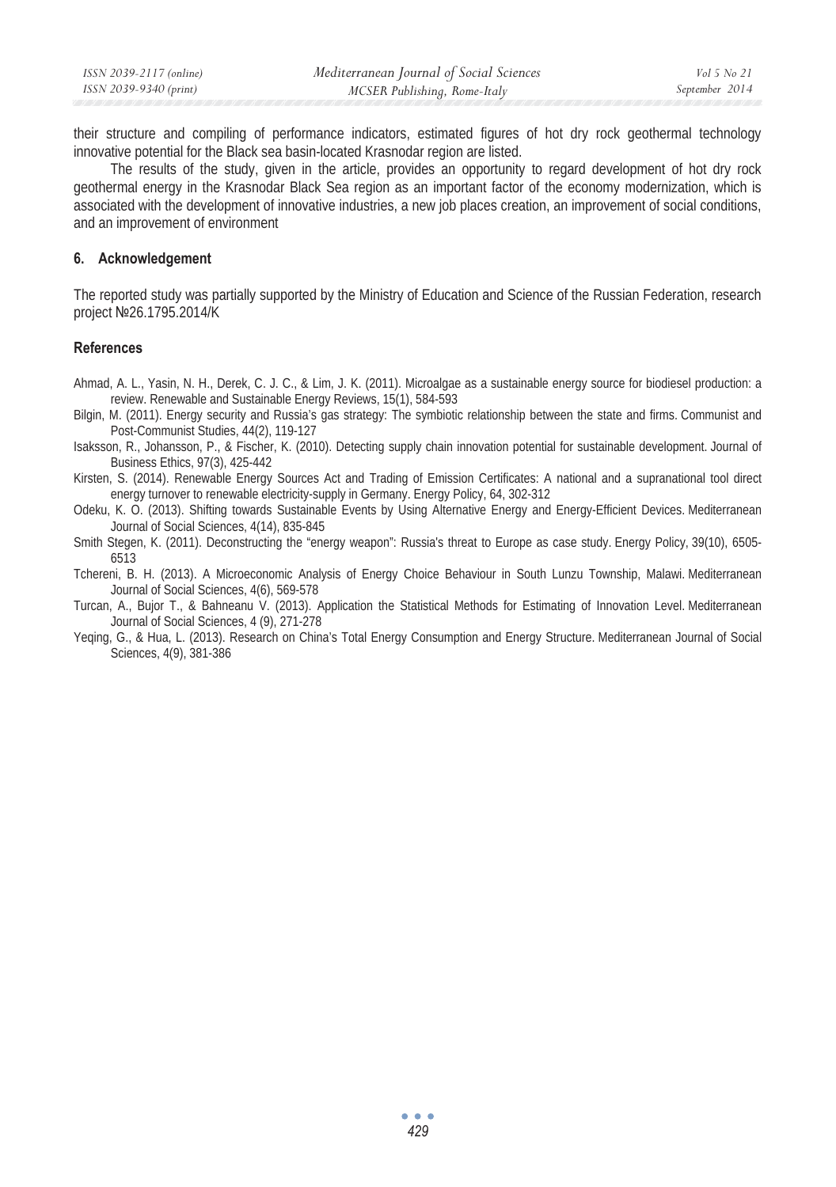their structure and compiling of performance indicators, estimated figures of hot dry rock geothermal technology innovative potential for the Black sea basin-located Krasnodar region are listed.

The results of the study, given in the article, provides an opportunity to regard development of hot dry rock geothermal energy in the Krasnodar Black Sea region as an important factor of the economy modernization, which is associated with the development of innovative industries, a new job places creation, an improvement of social conditions, and an improvement of environment

## 6. Acknowledgement

The reported study was partially supported by the Ministry of Education and Science of the Russian Federation, research project №26.1795.2014/K

## References

Ahmad, A. L., Yasin, N. H., Derek, C. J. C., & Lim, J. K. (2011). Microalgae as a sustainable energy source for biodiesel production: a review. Renewable and Sustainable Energy Reviews, 15(1), 584-593

Bilgin, M. (2011). Energy security and Russia's gas strategy: The symbiotic relationship between the state and firms. Communist and Post-Communist Studies, 44(2), 119-127

Isaksson, R., Johansson, P., & Fischer, K. (2010). Detecting supply chain innovation potential for sustainable development. Journal of Business Ethics, 97(3), 425-442

Kirsten, S. (2014). Renewable Energy Sources Act and Trading of Emission Certificates: A national and a supranational tool direct energy turnover to renewable electricity-supply in Germany. Energy Policy, 64, 302-312

Odeku, K. O. (2013). Shifting towards Sustainable Events by Using Alternative Energy and Energy-Efficient Devices. Mediterranean Journal of Social Sciences, 4(14), 835-845

Smith Stegen, K. (2011). Deconstructing the "energy weapon": Russia's threat to Europe as case study. Energy Policy, 39(10), 6505-6513

Tchereni, B. H. (2013). A Microeconomic Analysis of Energy Choice Behaviour in South Lunzu Township, Malawi. Mediterranean Journal of Social Sciences, 4(6), 569-578

Turcan, A., Bujor T., & Bahneanu V. (2013). Application the Statistical Methods for Estimating of Innovation Level. Mediterranean Journal of Social Sciences, 4 (9), 271-278

Yeqing, G., & Hua, L. (2013). Research on China's Total Energy Consumption and Energy Structure. Mediterranean Journal of Social Sciences, 4(9), 381-386